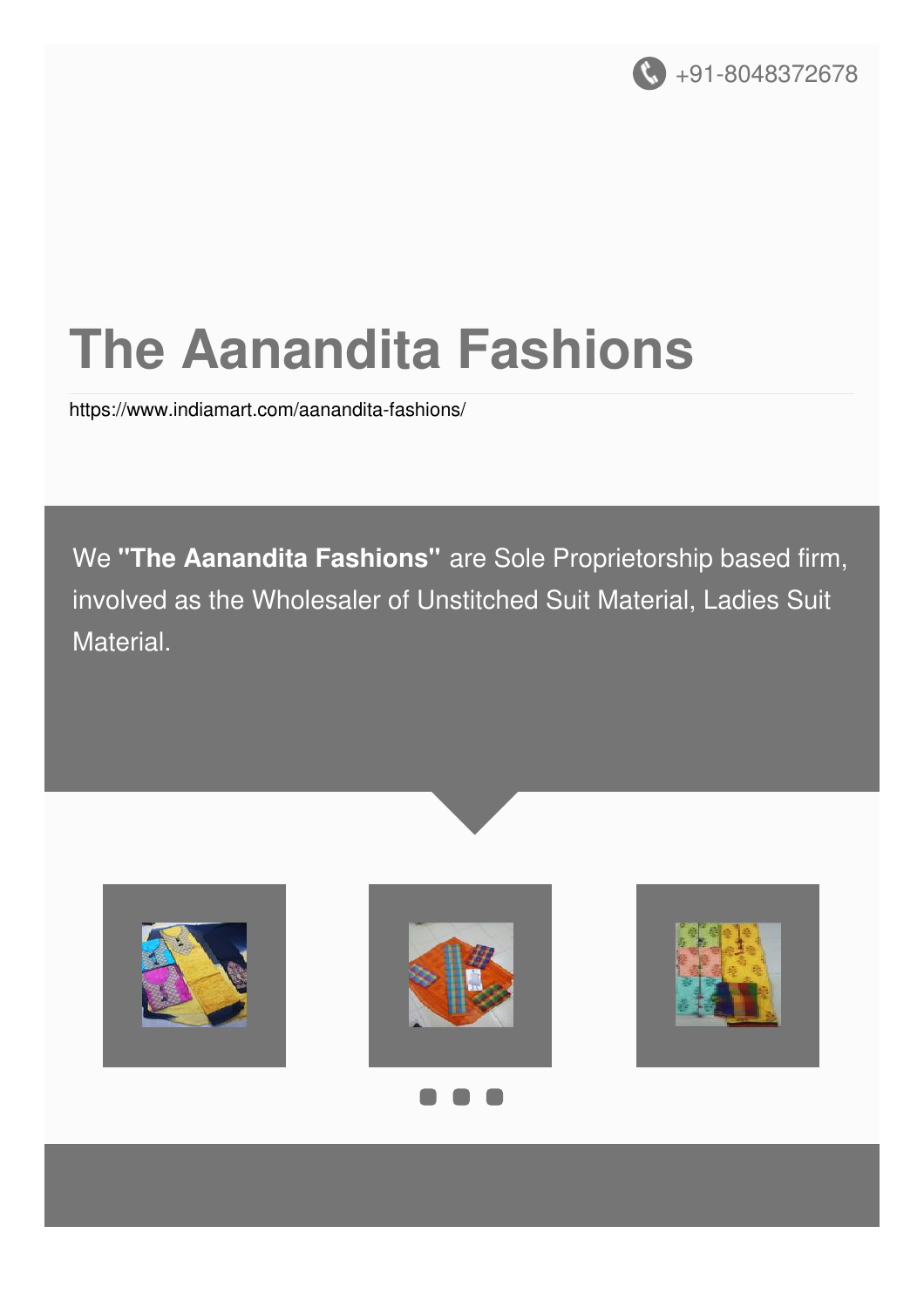+91-8048372678

# The Aanandita Fashions

https://www.indiamart.com/aanandita-fashions/

We **"The Aanandita Fashions"** are Sole Proprietorship based firm, involved as the Wholesaler of Unstitched Suit Material, Ladies Suit Material.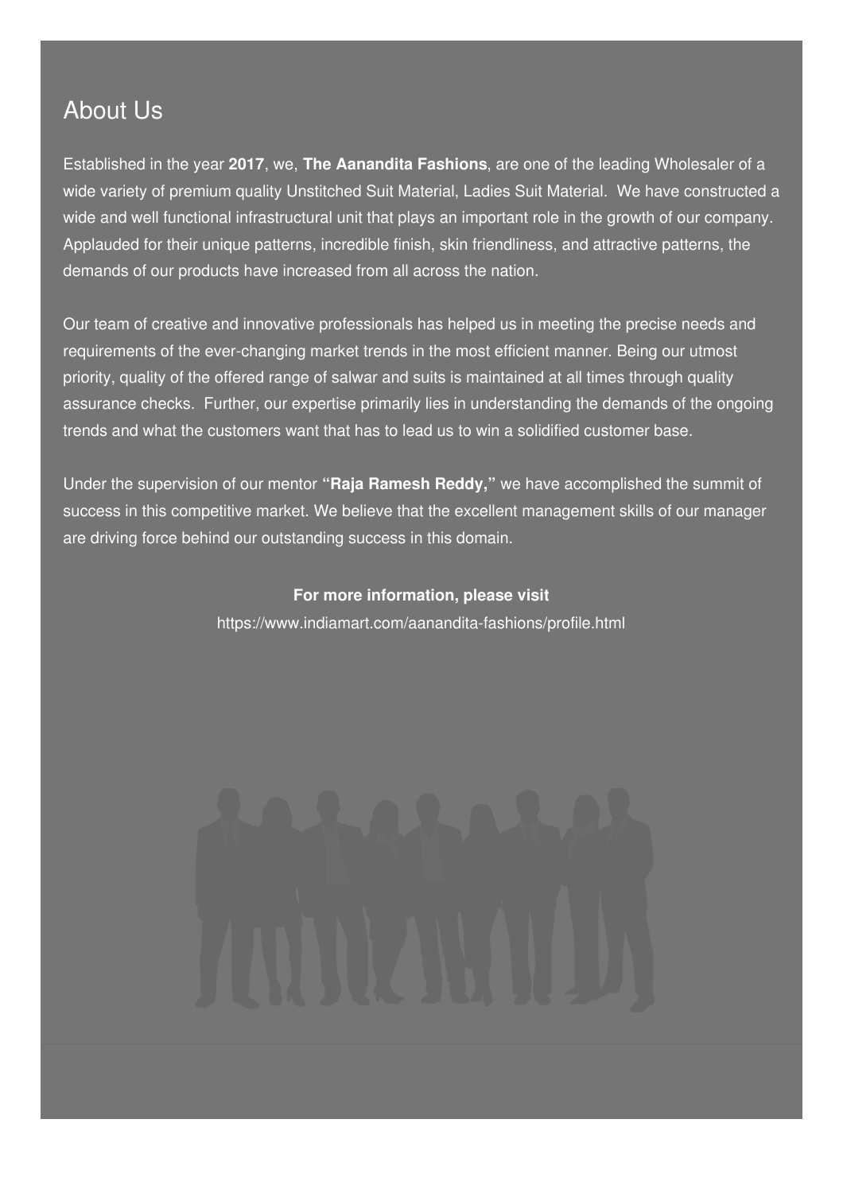## About Us

Established in the year **2017**, we, **The Aanandita Fashions**, are one of the leading Wholesaler of a wide variety of premium quality Unstitched Suit Material, Ladies Suit Material.  We have constructed a wide and well functional infrastructural unit that plays an important role in the growth of our company. Applauded for their unique patterns, incredible finish, skin friendliness, and attractive patterns, the demands of our products have increased from all across the nation.

Our team of creative and innovative professionals has helped us in meeting the precise needs and requirements of the ever-changing market trends in the most efficient manner. Being our utmost priority, quality of the offered range of salwar and suits is maintained at all times through quality assurance checks.  Further, our expertise primarily lies in understanding the demands of the ongoing trends and what the customers want that has to lead us to win a solidified customer base.

Under the supervision of our mentor **"Raja Ramesh Reddy,"** we have accomplished the summit of success in this competitive market. We believe that the excellent management skills of our manager are driving force behind our outstanding success in this domain.

**For more information, please visit**

https://www.indiamart.com/aanandita-fashions/profile.html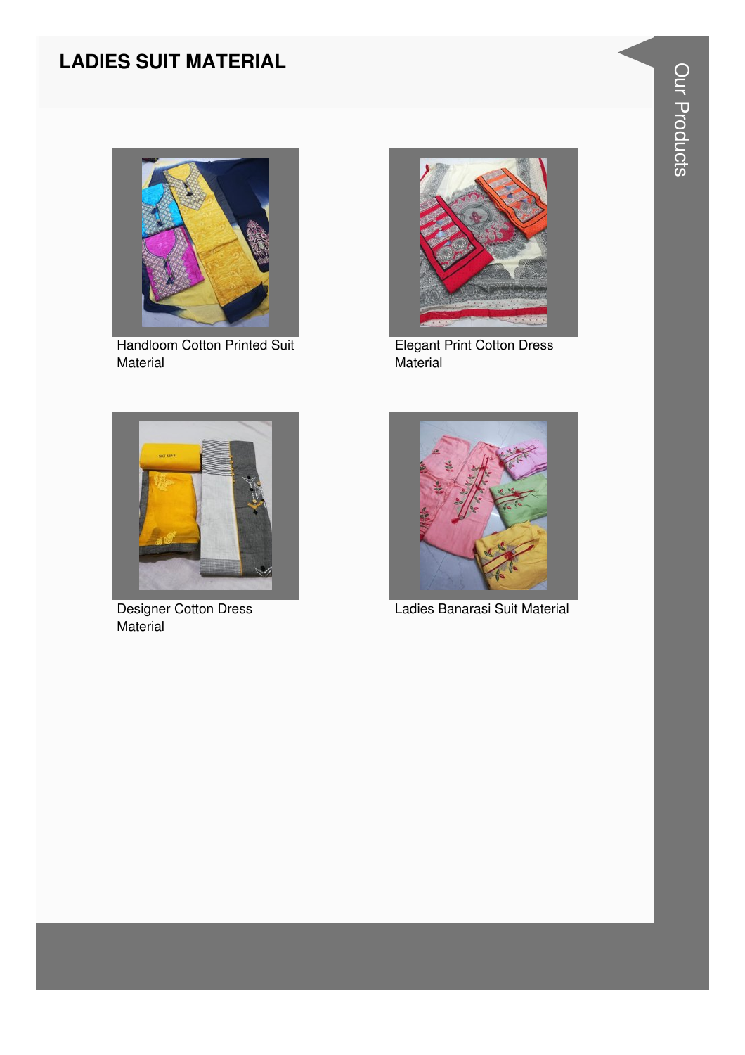# LADIES SUIT MATERIAL

Handloom Cotton Printed Suit Material

Elegant Print Cotton Dress Material

Designer Cotton Dress Material

Ladies Banarasi Suit Material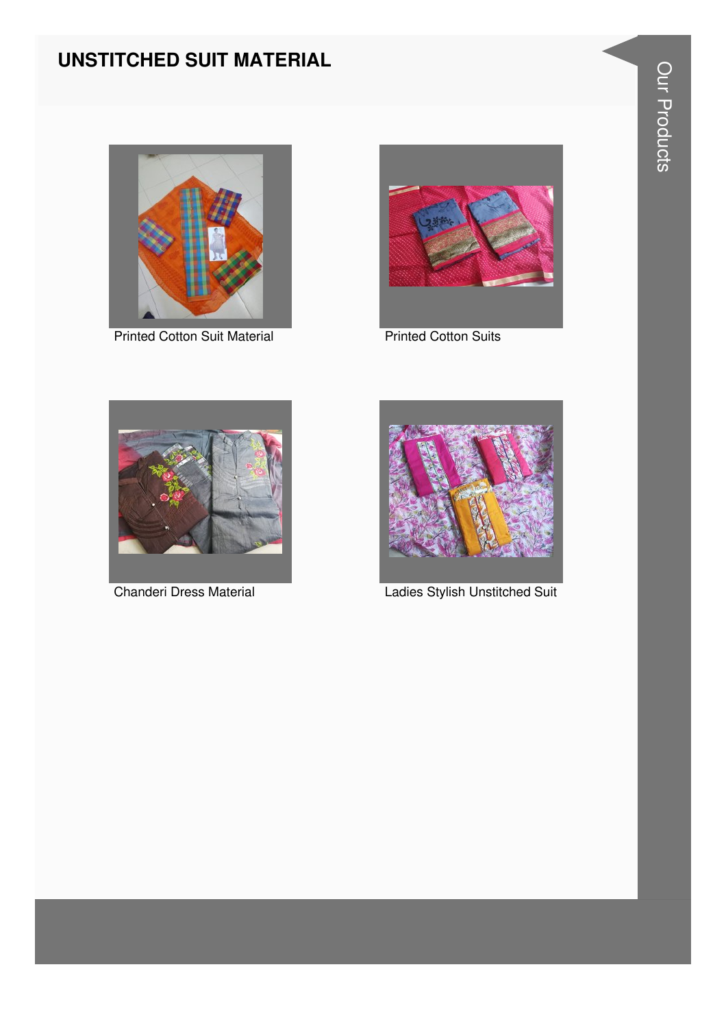# UNSTITCHED SUIT MATERIAL

Printed Cotton Suit Material

Printed Cotton Suits

Chanderi Dress Material

Ladies Stylish Unstitched Suit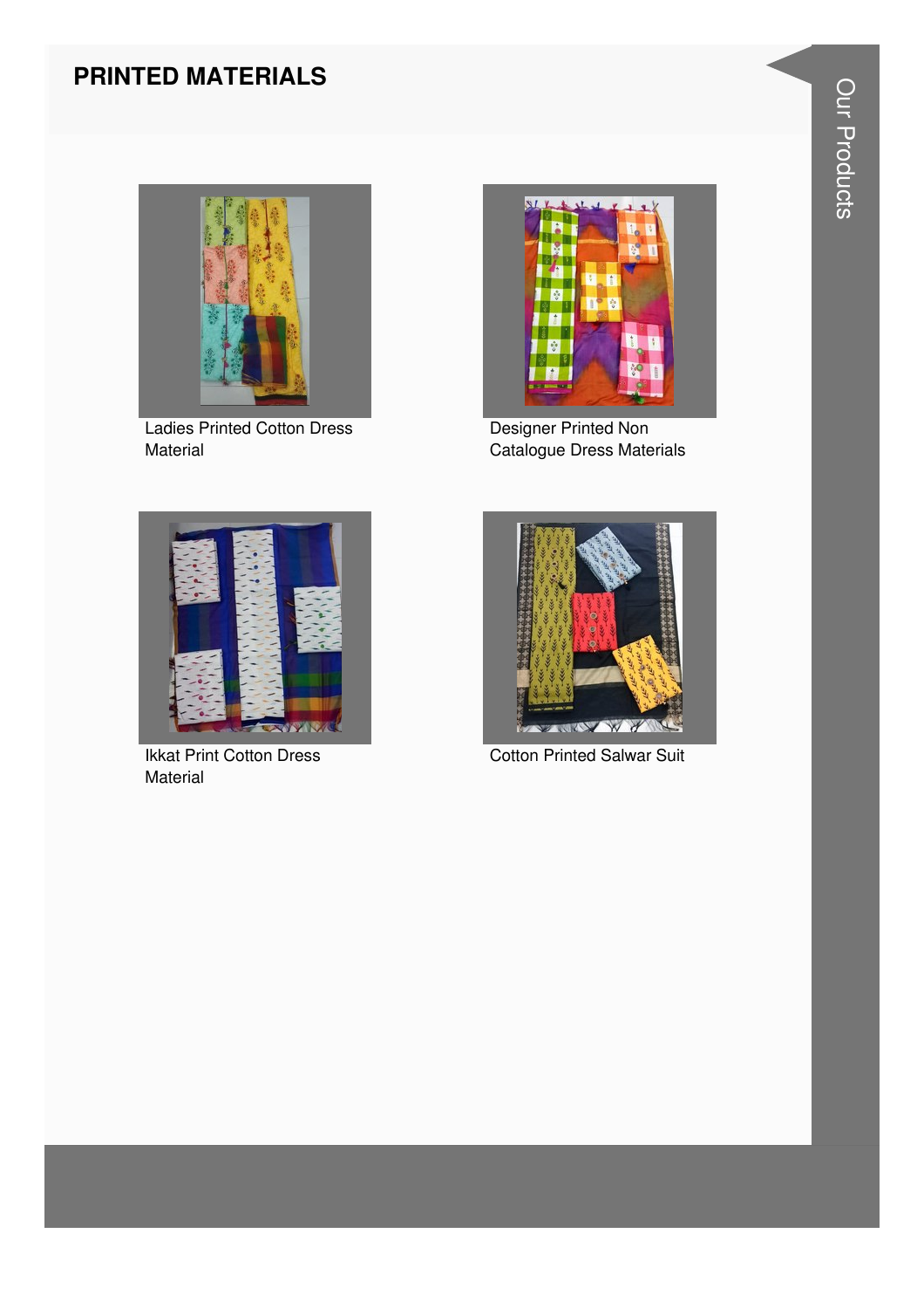## PRINTED MATERIALS

Ladies Printed Cotton Dress Material

Designer Printed Non Catalogue Dress Materials

Ikkat Print Cotton Dress Material

Cotton Printed Salwar Suit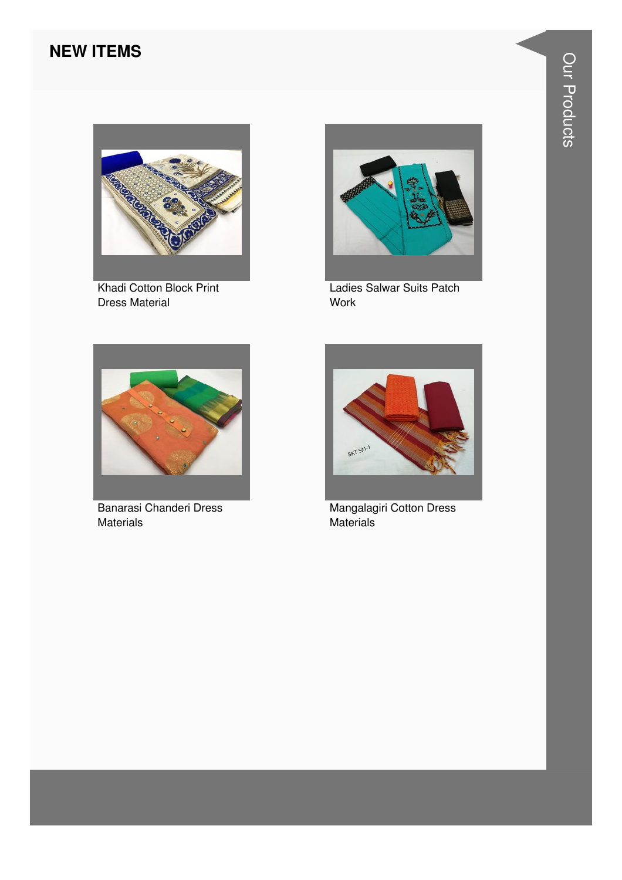## NEW ITEMS

Khadi Cotton Block Print Dress Material

Ladies Salwar Suits Patch Work

Banarasi Chanderi Dress Materials

Mangalagiri Cotton Dress Materials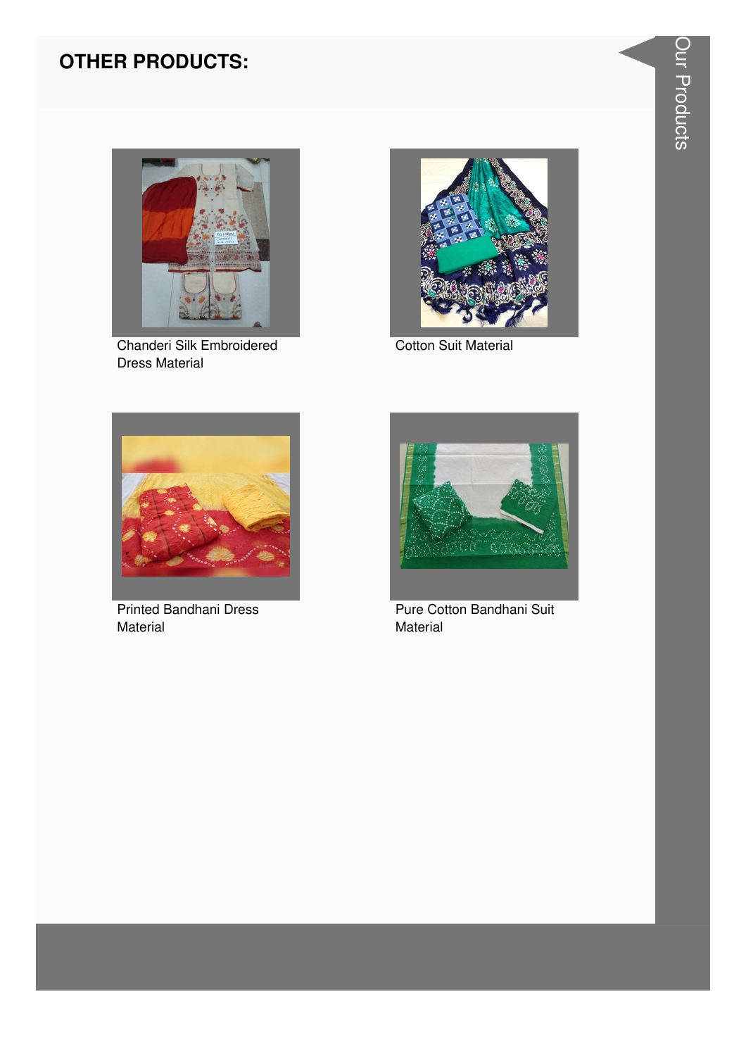## OTHER PRODUCTS:

Chanderi Silk Embroidered Dress Material

Cotton Suit Material

Printed Bandhani Dress Material

Pure Cotton Bandhani Suit Material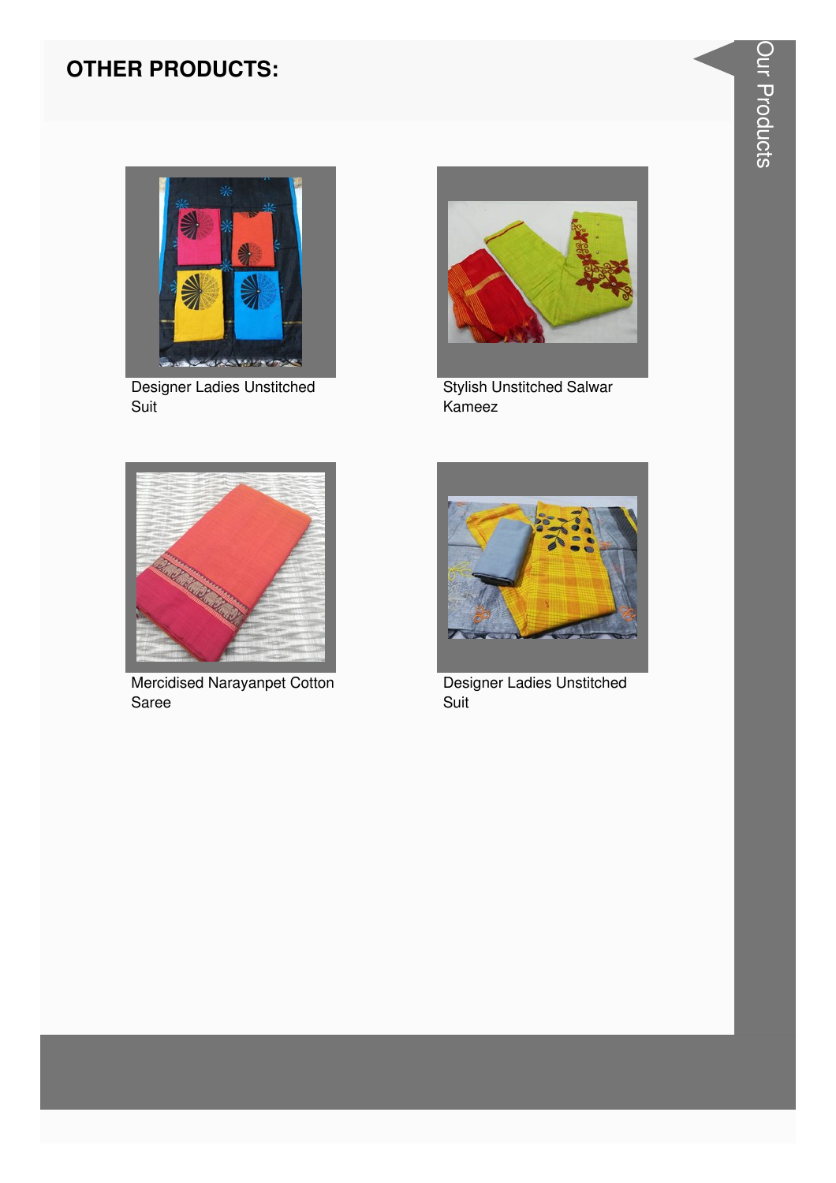## OTHER PRODUCTS:

Designer Ladies Unstitched Suit

Stylish Unstitched Salwar Kameez

Mercidised Narayanpet Cotton Saree

Designer Ladies Unstitched Suit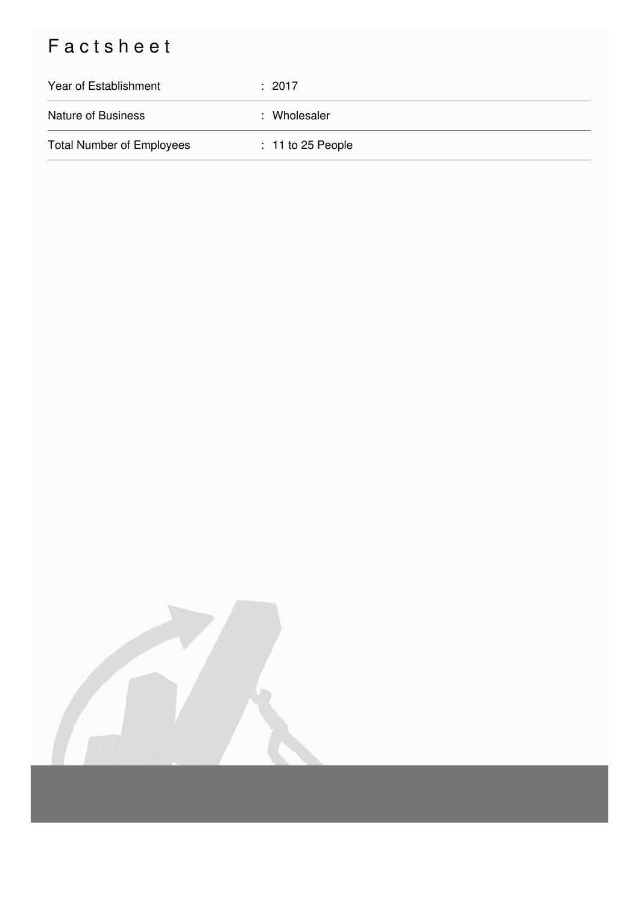# Factsheet

| | |
|---|---|
| Year of Establishment | : 2017 |
| Nature of Business | : Wholesaler |
| Total Number of Employees | : 11 to 25 People |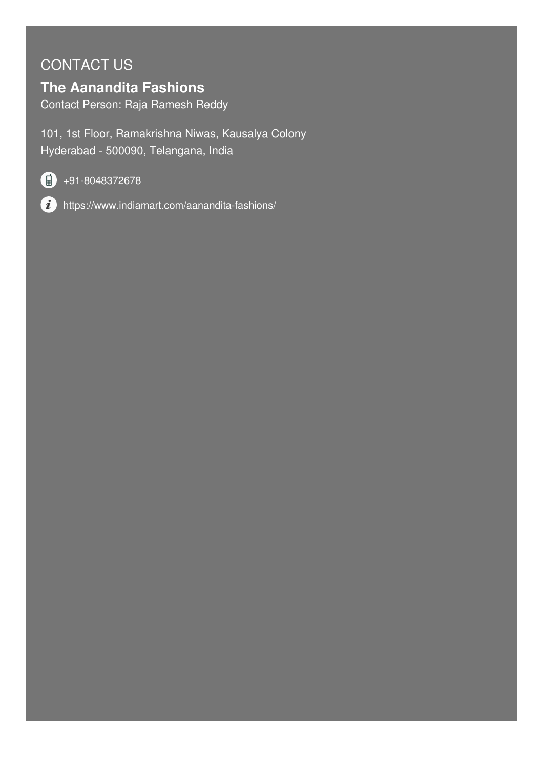## CONTACT US

### The Aanandita Fashions

Contact Person: Raja Ramesh Reddy

101, 1st Floor, Ramakrishna Niwas, Kausalya Colony
Hyderabad - 500090, Telangana, India

+91-8048372678

https://www.indiamart.com/aanandita-fashions/